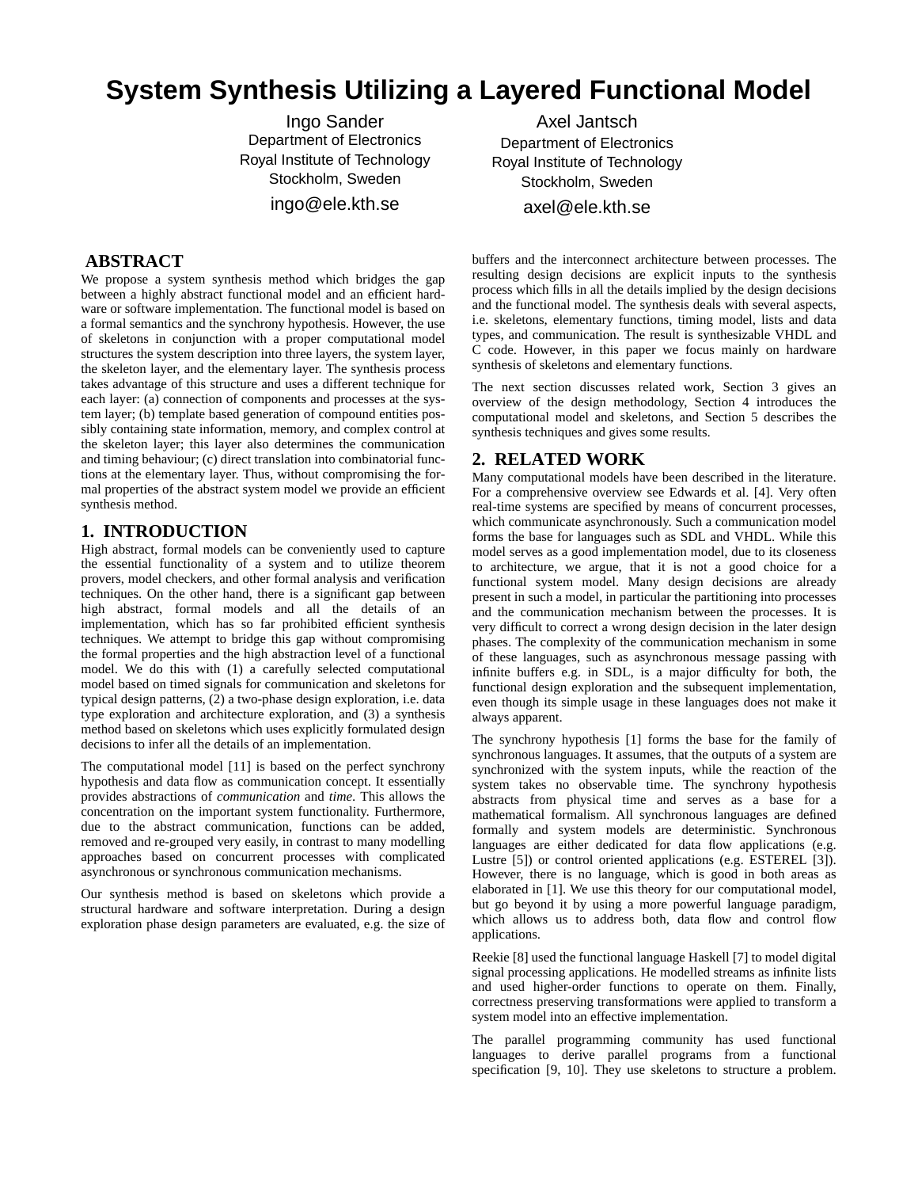# System Synthesis Utilizing a Layered Functional Model

Ingo Sander
Department of Electronics
Royal Institute of Technology
Stockholm, Sweden
ingo@ele.kth.se

Axel Jantsch
Department of Electronics
Royal Institute of Technology
Stockholm, Sweden
axel@ele.kth.se

## ABSTRACT

We propose a system synthesis method which bridges the gap between a highly abstract functional model and an efficient hardware or software implementation. The functional model is based on a formal semantics and the synchrony hypothesis. However, the use of skeletons in conjunction with a proper computational model structures the system description into three layers, the system layer, the skeleton layer, and the elementary layer. The synthesis process takes advantage of this structure and uses a different technique for each layer: (a) connection of components and processes at the system layer; (b) template based generation of compound entities possibly containing state information, memory, and complex control at the skeleton layer; this layer also determines the communication and timing behaviour; (c) direct translation into combinatorial functions at the elementary layer. Thus, without compromising the formal properties of the abstract system model we provide an efficient synthesis method.

## 1. INTRODUCTION

High abstract, formal models can be conveniently used to capture the essential functionality of a system and to utilize theorem provers, model checkers, and other formal analysis and verification techniques. On the other hand, there is a significant gap between high abstract, formal models and all the details of an implementation, which has so far prohibited efficient synthesis techniques. We attempt to bridge this gap without compromising the formal properties and the high abstraction level of a functional model. We do this with (1) a carefully selected computational model based on timed signals for communication and skeletons for typical design patterns, (2) a two-phase design exploration, i.e. data type exploration and architecture exploration, and (3) a synthesis method based on skeletons which uses explicitly formulated design decisions to infer all the details of an implementation.

The computational model [11] is based on the perfect synchrony hypothesis and data flow as communication concept. It essentially provides abstractions of *communication* and *time*. This allows the concentration on the important system functionality. Furthermore, due to the abstract communication, functions can be added, removed and re-grouped very easily, in contrast to many modelling approaches based on concurrent processes with complicated asynchronous or synchronous communication mechanisms.

Our synthesis method is based on skeletons which provide a structural hardware and software interpretation. During a design exploration phase design parameters are evaluated, e.g. the size of buffers and the interconnect architecture between processes. The resulting design decisions are explicit inputs to the synthesis process which fills in all the details implied by the design decisions and the functional model. The synthesis deals with several aspects, i.e. skeletons, elementary functions, timing model, lists and data types, and communication. The result is synthesizable VHDL and C code. However, in this paper we focus mainly on hardware synthesis of skeletons and elementary functions.

The next section discusses related work, Section 3 gives an overview of the design methodology, Section 4 introduces the computational model and skeletons, and Section 5 describes the synthesis techniques and gives some results.

## 2. RELATED WORK

Many computational models have been described in the literature. For a comprehensive overview see Edwards et al. [4]. Very often real-time systems are specified by means of concurrent processes, which communicate asynchronously. Such a communication model forms the base for languages such as SDL and VHDL. While this model serves as a good implementation model, due to its closeness to architecture, we argue, that it is not a good choice for a functional system model. Many design decisions are already present in such a model, in particular the partitioning into processes and the communication mechanism between the processes. It is very difficult to correct a wrong design decision in the later design phases. The complexity of the communication mechanism in some of these languages, such as asynchronous message passing with infinite buffers e.g. in SDL, is a major difficulty for both, the functional design exploration and the subsequent implementation, even though its simple usage in these languages does not make it always apparent.

The synchrony hypothesis [1] forms the base for the family of synchronous languages. It assumes, that the outputs of a system are synchronized with the system inputs, while the reaction of the system takes no observable time. The synchrony hypothesis abstracts from physical time and serves as a base for a mathematical formalism. All synchronous languages are defined formally and system models are deterministic. Synchronous languages are either dedicated for data flow applications (e.g. Lustre [5]) or control oriented applications (e.g. ESTEREL [3]). However, there is no language, which is good in both areas as elaborated in [1]. We use this theory for our computational model, but go beyond it by using a more powerful language paradigm, which allows us to address both, data flow and control flow applications.

Reekie [8] used the functional language Haskell [7] to model digital signal processing applications. He modelled streams as infinite lists and used higher-order functions to operate on them. Finally, correctness preserving transformations were applied to transform a system model into an effective implementation.

The parallel programming community has used functional languages to derive parallel programs from a functional specification [9, 10]. They use skeletons to structure a problem.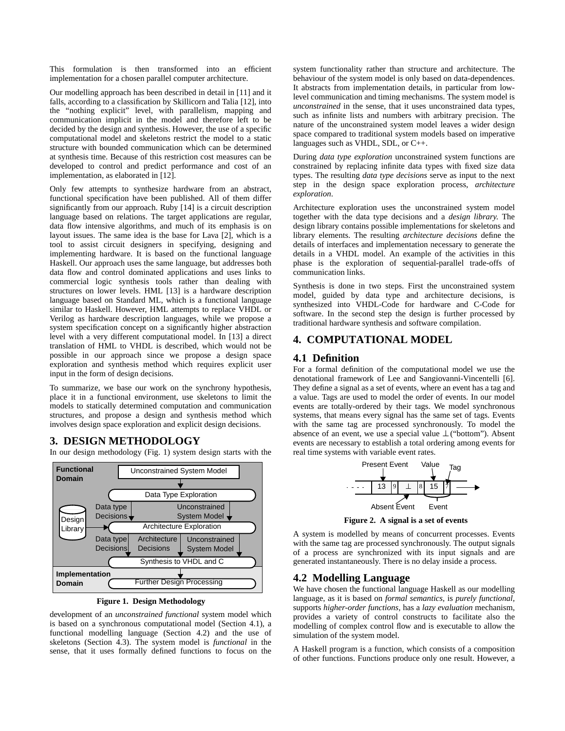This formulation is then transformed into an efficient implementation for a chosen parallel computer architecture.

Our modelling approach has been described in detail in [11] and it falls, according to a classification by Skillicorn and Talia [12], into the "nothing explicit" level, with parallelism, mapping and communication implicit in the model and therefore left to be decided by the design and synthesis. However, the use of a specific computational model and skeletons restrict the model to a static structure with bounded communication which can be determined at synthesis time. Because of this restriction cost measures can be developed to control and predict performance and cost of an implementation, as elaborated in [12].

Only few attempts to synthesize hardware from an abstract, functional specification have been published. All of them differ significantly from our approach. Ruby [14] is a circuit description language based on relations. The target applications are regular, data flow intensive algorithms, and much of its emphasis is on layout issues. The same idea is the base for Lava [2], which is a tool to assist circuit designers in specifying, designing and implementing hardware. It is based on the functional language Haskell. Our approach uses the same language, but addresses both data flow and control dominated applications and uses links to commercial logic synthesis tools rather than dealing with structures on lower levels. HML [13] is a hardware description language based on Standard ML, which is a functional language similar to Haskell. However, HML attempts to replace VHDL or Verilog as hardware description languages, while we propose a system specification concept on a significantly higher abstraction level with a very different computational model. In [13] a direct translation of HML to VHDL is described, which would not be possible in our approach since we propose a design space exploration and synthesis method which requires explicit user input in the form of design decisions.

To summarize, we base our work on the synchrony hypothesis, place it in a functional environment, use skeletons to limit the models to statically determined computation and communication structures, and propose a design and synthesis method which involves design space exploration and explicit design decisions.

## 3. DESIGN METHODOLOGY

In our design methodology (Fig. 1) system design starts with the development of an *unconstrained functional* system model which is based on a synchronous computational model (Section 4.1), a functional modelling language (Section 4.2) and the use of skeletons (Section 4.3). The system model is *functional* in the sense, that it uses formally defined functions to focus on the system functionality rather than structure and architecture. The behaviour of the system model is only based on data-dependences. It abstracts from implementation details, in particular from low-level communication and timing mechanisms. The system model is *unconstrained* in the sense, that it uses unconstrained data types, such as infinite lists and numbers with arbitrary precision. The nature of the unconstrained system model leaves a wider design space compared to traditional system models based on imperative languages such as VHDL, SDL, or C++.

Functional Domain
Unconstrained System Model
Data Type Exploration
Data type Decisions
Unconstrained System Model
Design Library
Architecture Exploration
Data type Decisions
Architecture Decisions
Unconstrained System Model
Synthesis to VHDL and C
Implementation Domain
Further Design Processing

**Figure 1. Design Methodology**

During *data type exploration* unconstrained system functions are constrained by replacing infinite data types with fixed size data types. The resulting *data type decisions* serve as input to the next step in the design space exploration process, *architecture exploration*.

Architecture exploration uses the unconstrained system model together with the data type decisions and a *design library*. The design library contains possible implementations for skeletons and library elements. The resulting *architecture decisions* define the details of interfaces and implementation necessary to generate the details in a VHDL model. An example of the activities in this phase is the exploration of sequential-parallel trade-offs of communication links.

Synthesis is done in two steps. First the unconstrained system model, guided by data type and architecture decisions, is synthesized into VHDL-Code for hardware and C-Code for software. In the second step the design is further processed by traditional hardware synthesis and software compilation.

## 4. COMPUTATIONAL MODEL

### 4.1 Definition

For a formal definition of the computational model we use the denotational framework of Lee and Sangiovanni-Vincentelli [6]. They define a signal as a set of events, where an event has a tag and a value. Tags are used to model the order of events. In our model events are totally-ordered by their tags. We model synchronous systems, that means every signal has the same set of tags. Events with the same tag are processed synchronously. To model the absence of an event, we use a special value $\perp$ ("bottom"). Absent events are necessary to establish a total ordering among events for real time systems with variable event rates.

Present Event
Value
Tag
13
9
⊥
8
15
7
Absent Event
Event

**Figure 2. A signal is a set of events**

A system is modelled by means of concurrent processes. Events with the same tag are processed synchronously. The output signals of a process are synchronized with its input signals and are generated instantaneously. There is no delay inside a process.

### 4.2 Modelling Language

We have chosen the functional language Haskell as our modelling language, as it is based on *formal semantics*, is *purely functional*, supports *higher-order functions*, has a *lazy evaluation* mechanism, provides a variety of control constructs to facilitate also the modelling of complex control flow and is executable to allow the simulation of the system model.

A Haskell program is a function, which consists of a composition of other functions. Functions produce only one result. However, a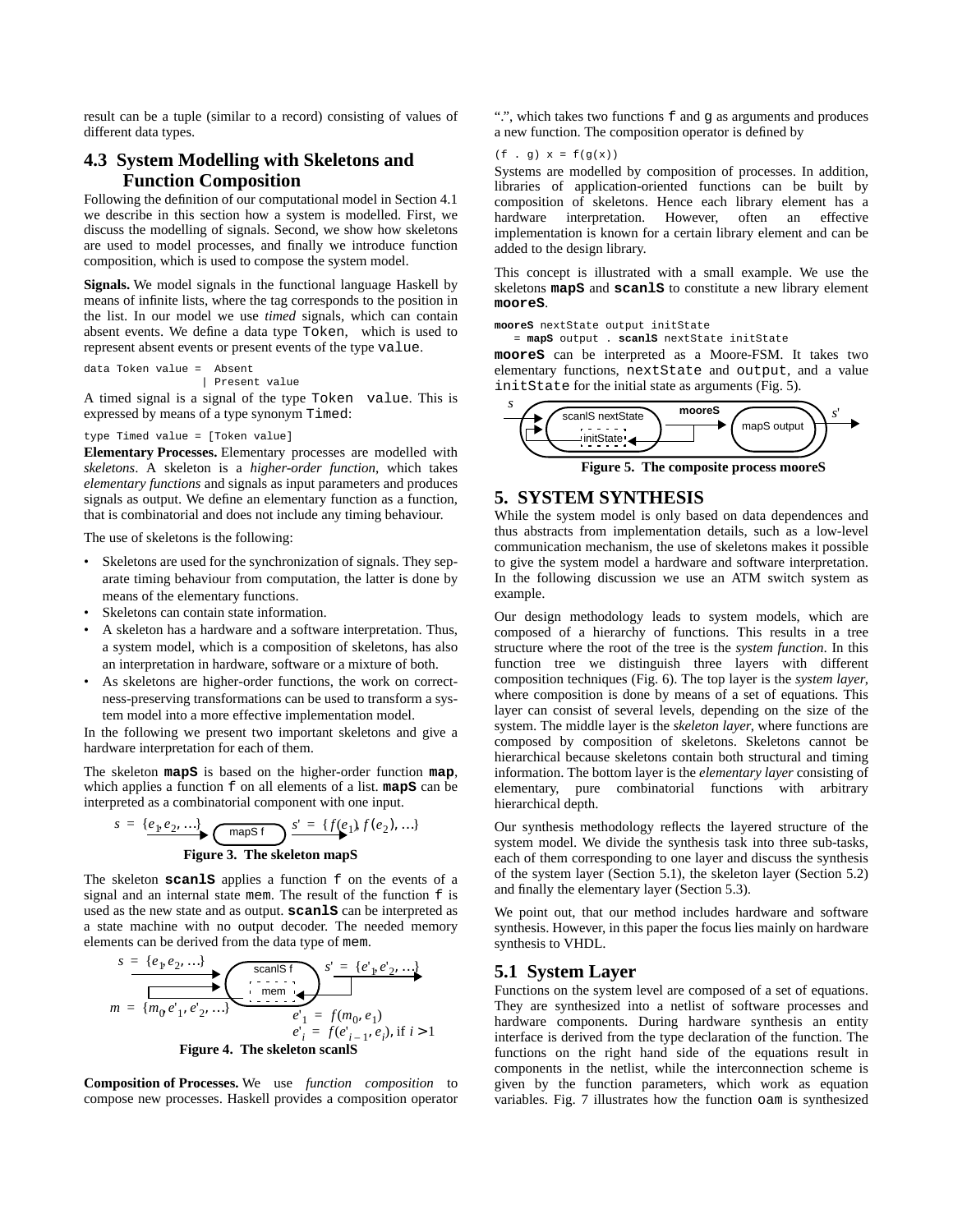result can be a tuple (similar to a record) consisting of values of different data types.

## 4.3 System Modelling with Skeletons and Function Composition

Following the definition of our computational model in Section 4.1 we describe in this section how a system is modelled. First, we discuss the modelling of signals. Second, we show how skeletons are used to model processes, and finally we introduce function composition, which is used to compose the system model.

**Signals.** We model signals in the functional language Haskell by means of infinite lists, where the tag corresponds to the position in the list. In our model we use *timed* signals, which can contain absent events. We define a data type `Token`, which is used to represent absent events or present events of the type `value`.

```
data Token value =  Absent
                  | Present value
```

A timed signal is a signal of the type `Token value`. This is expressed by means of a type synonym `Timed`:

```
type Timed value = [Token value]
```

**Elementary Processes.** Elementary processes are modelled with *skeletons*. A skeleton is a *higher-order function*, which takes *elementary functions* and signals as input parameters and produces signals as output. We define an elementary function as a function, that is combinatorial and does not include any timing behaviour.

The use of skeletons is the following:

- Skeletons are used for the synchronization of signals. They separate timing behaviour from computation, the latter is done by means of the elementary functions.
- Skeletons can contain state information.
- A skeleton has a hardware and a software interpretation. Thus, a system model, which is a composition of skeletons, has also an interpretation in hardware, software or a mixture of both.
- As skeletons are higher-order functions, the work on correctness-preserving transformations can be used to transform a system model into a more effective implementation model.

In the following we present two important skeletons and give a hardware interpretation for each of them.

The skeleton **`mapS`** is based on the higher-order function **`map`**, which applies a function `f` on all elements of a list. **`mapS`** can be interpreted as a combinatorial component with one input.

$s = \{e_1, e_2, \ldots\}$ → mapS f → $s' = \{f(e_1), f(e_2), \ldots\}$

**Figure 3. The skeleton mapS**

The skeleton **`scanlS`** applies a function `f` on the events of a signal and an internal state `mem`. The result of the function `f` is used as the new state and as output. **`scanlS`** can be interpreted as a state machine with no output decoder. The needed memory elements can be derived from the data type of `mem`.

$s = \{e_1, e_2, \ldots\}$ → scanlS f (mem) → $s' = \{e'_1, e'_2, \ldots\}$

$m = \{m_0, e'_1, e'_2, \ldots\}$

$e'_1 = f(m_0, e_1)$

$e'_i = f(e'_{i-1}, e_i)$, if $i > 1$

**Figure 4. The skeleton scanlS**

**Composition of Processes.** We use *function composition* to compose new processes. Haskell provides a composition operator ".", which takes two functions `f` and `g` as arguments and produces a new function. The composition operator is defined by

```
(f . g) x = f(g(x))
```

Systems are modelled by composition of processes. In addition, libraries of application-oriented functions can be built by composition of skeletons. Hence each library element has a hardware interpretation. However, often an effective implementation is known for a certain library element and can be added to the design library.

This concept is illustrated with a small example. We use the skeletons **`mapS`** and **`scanlS`** to constitute a new library element **`mooreS`**.

```
mooreS nextState output initState
   = mapS output . scanlS nextState initState
```

**`mooreS`** can be interpreted as a Moore-FSM. It takes two elementary functions, `nextState` and `output`, and a value `initState` for the initial state as arguments (Fig. 5).

s → mooreS [ scanlS nextState (initState) → mapS output ] → s'

**Figure 5. The composite process mooreS**

# 5. SYSTEM SYNTHESIS

While the system model is only based on data dependences and thus abstracts from implementation details, such as a low-level communication mechanism, the use of skeletons makes it possible to give the system model a hardware and software interpretation. In the following discussion we use an ATM switch system as example.

Our design methodology leads to system models, which are composed of a hierarchy of functions. This results in a tree structure where the root of the tree is the *system function*. In this function tree we distinguish three layers with different composition techniques (Fig. 6). The top layer is the *system layer*, where composition is done by means of a set of equations. This layer can consist of several levels, depending on the size of the system. The middle layer is the *skeleton layer*, where functions are composed by composition of skeletons. Skeletons cannot be hierarchical because skeletons contain both structural and timing information. The bottom layer is the *elementary layer* consisting of elementary, pure combinatorial functions with arbitrary hierarchical depth.

Our synthesis methodology reflects the layered structure of the system model. We divide the synthesis task into three sub-tasks, each of them corresponding to one layer and discuss the synthesis of the system layer (Section 5.1), the skeleton layer (Section 5.2) and finally the elementary layer (Section 5.3).

We point out, that our method includes hardware and software synthesis. However, in this paper the focus lies mainly on hardware synthesis to VHDL.

## 5.1 System Layer

Functions on the system level are composed of a set of equations. They are synthesized into a netlist of software processes and hardware components. During hardware synthesis an entity interface is derived from the type declaration of the function. The functions on the right hand side of the equations result in components in the netlist, while the interconnection scheme is given by the function parameters, which work as equation variables. Fig. 7 illustrates how the function `oam` is synthesized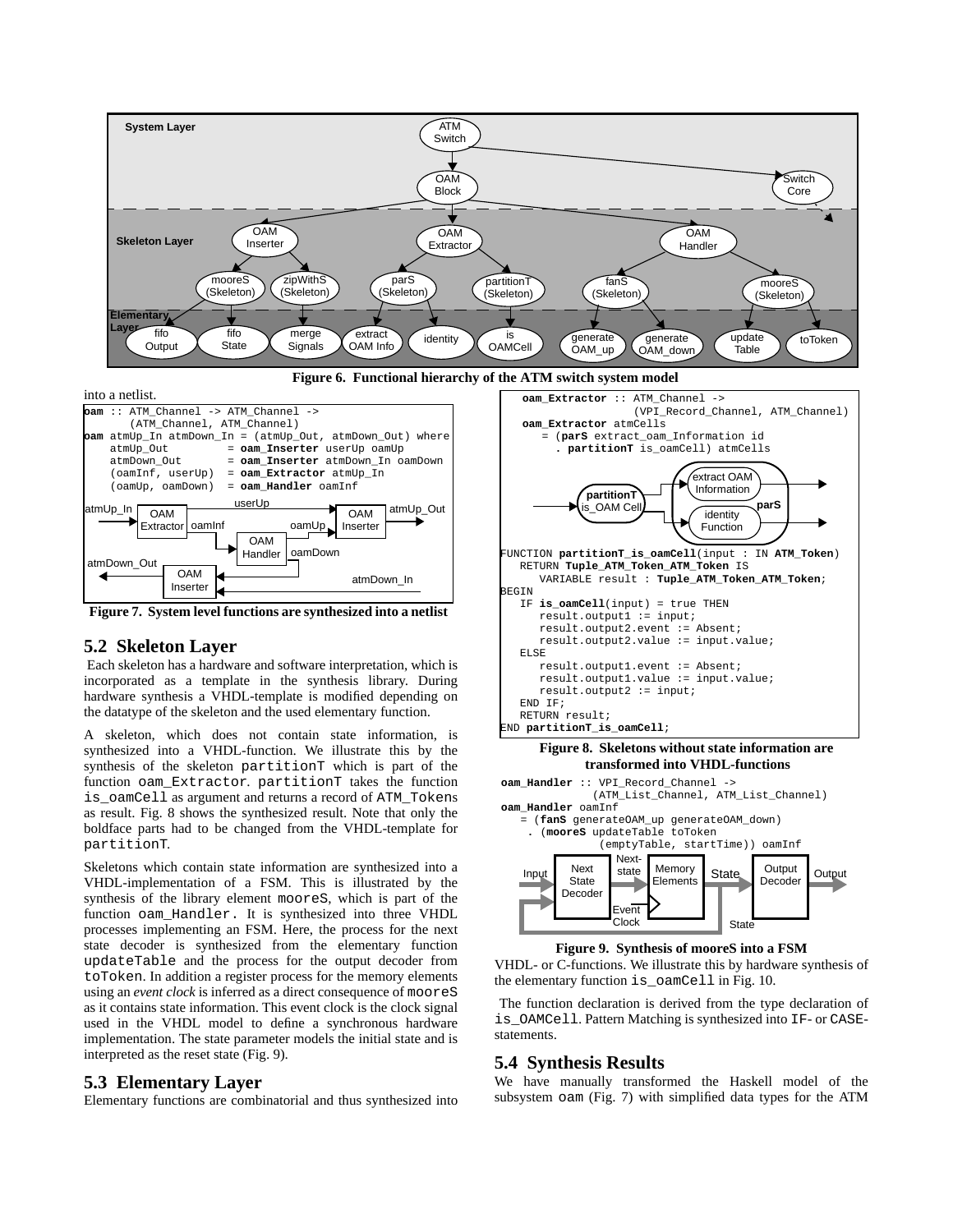Figure 6. Functional hierarchy of the ATM switch system model

into a netlist.

```
oam :: ATM_Channel -> ATM_Channel ->
       (ATM_Channel, ATM_Channel)
oam atmUp_In atmDown_In = (atmUp_Out, atmDown_Out) where
    atmUp_Out        = oam_Inserter userUp oamUp
    atmDown_Out      = oam_Inserter atmDown_In oamDown
    (oamInf, userUp)  = oam_Extractor atmUp_In
    (oamUp, oamDown)  = oam_Handler oamInf
```

Figure 7. System level functions are synthesized into a netlist

## 5.2 Skeleton Layer

Each skeleton has a hardware and software interpretation, which is incorporated as a template in the synthesis library. During hardware synthesis a VHDL-template is modified depending on the datatype of the skeleton and the used elementary function.

A skeleton, which does not contain state information, is synthesized into a VHDL-function. We illustrate this by the synthesis of the skeleton `partitionT` which is part of the function `oam_Extractor`. `partitionT` takes the function `is_oamCell` as argument and returns a record of `ATM_Token`s as result. Fig. 8 shows the synthesized result. Note that only the boldface parts had to be changed from the VHDL-template for `partitionT`.

Skeletons which contain state information are synthesized into a VHDL-implementation of a FSM. This is illustrated by the synthesis of the library element `mooreS`, which is part of the function `oam_Handler`. It is synthesized into three VHDL processes implementing an FSM. Here, the process for the next state decoder is synthesized from the elementary function `updateTable` and the process for the output decoder from `toToken`. In addition a register process for the memory elements using an *event clock* is inferred as a direct consequence of `mooreS` as it contains state information. This event clock is the clock signal used in the VHDL model to define a synchronous hardware implementation. The state parameter models the initial state and is interpreted as the reset state (Fig. 9).

## 5.3 Elementary Layer

Elementary functions are combinatorial and thus synthesized into VHDL- or C-functions. We illustrate this by hardware synthesis of the elementary function `is_oamCell` in Fig. 10.

```
oam_Extractor :: ATM_Channel ->
                 (VPI_Record_Channel, ATM_Channel)
oam_Extractor atmCells
   = (parS extract_oam_Information id
     . partitionT is_oamCell) atmCells
```

```
FUNCTION partitionT_is_oamCell(input : IN ATM_Token)
   RETURN Tuple_ATM_Token_ATM_Token IS
      VARIABLE result : Tuple_ATM_Token_ATM_Token;
BEGIN
   IF is_oamCell(input) = true THEN
      result.output1 := input;
      result.output2.event := Absent;
      result.output2.value := input.value;
   ELSE
      result.output1.event := Absent;
      result.output1.value := input.value;
      result.output2 := input;
   END IF;
   RETURN result;
END partitionT_is_oamCell;
```

Figure 8. Skeletons without state information are transformed into VHDL-functions

```
oam_Handler :: VPI_Record_Channel ->
               (ATM_List_Channel, ATM_List_Channel)
oam_Handler oamInf
   = (fanS generateOAM_up generateOAM_down)
    . (mooreS updateTable toToken
              (emptyTable, startTime)) oamInf
```

Figure 9. Synthesis of mooreS into a FSM

The function declaration is derived from the type declaration of `is_OAMCell`. Pattern Matching is synthesized into `IF`- or `CASE`-statements.

## 5.4 Synthesis Results

We have manually transformed the Haskell model of the subsystem `oam` (Fig. 7) with simplified data types for the ATM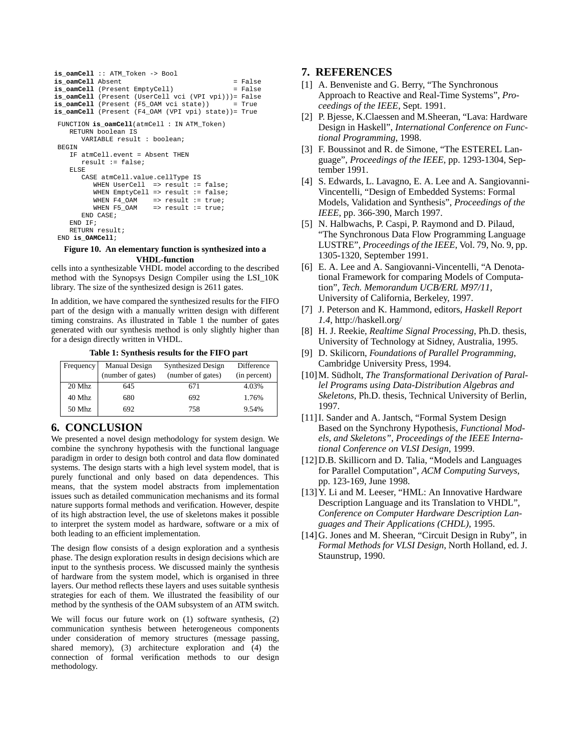```
is_oamCell :: ATM_Token -> Bool
is_oamCell Absent                              = False
is_oamCell (Present EmptyCell)                 = False
is_oamCell (Present (UserCell vci (VPI vpi)))= False
is_oamCell (Present (F5_OAM vci state))      = True
is_oamCell (Present (F4_OAM (VPI vpi) state))= True

FUNCTION is_oamCell(atmCell : IN ATM_Token)
   RETURN boolean IS
      VARIABLE result : boolean;
BEGIN
   IF atmCell.event = Absent THEN
      result := false;
   ELSE
      CASE atmCell.value.cellType IS
         WHEN UserCell  => result := false;
         WHEN EmptyCell => result := false;
         WHEN F4_OAM    => result := true;
         WHEN F5_OAM    => result := true;
      END CASE;
   END IF;
   RETURN result;
END is_OAMCell;
```

**Figure 10. An elementary function is synthesized into a VHDL-function**

cells into a synthesizable VHDL model according to the described method with the Synopsys Design Compiler using the LSI_10K library. The size of the synthesized design is 2611 gates.

In addition, we have compared the synthesized results for the FIFO part of the design with a manually written design with different timing constrains. As illustrated in Table 1 the number of gates generated with our synthesis method is only slightly higher than for a design directly written in VHDL.

**Table 1: Synthesis results for the FIFO part**

| Frequency | Manual Design (number of gates) | Synthesized Design (number of gates) | Difference (in percent) |
|---|---|---|---|
| 20 Mhz | 645 | 671 | 4.03% |
| 40 Mhz | 680 | 692 | 1.76% |
| 50 Mhz | 692 | 758 | 9.54% |

## 6. CONCLUSION

We presented a novel design methodology for system design. We combine the synchrony hypothesis with the functional language paradigm in order to design both control and data flow dominated systems. The design starts with a high level system model, that is purely functional and only based on data dependences. This means, that the system model abstracts from implementation issues such as detailed communication mechanisms and its formal nature supports formal methods and verification. However, despite of its high abstraction level, the use of skeletons makes it possible to interpret the system model as hardware, software or a mix of both leading to an efficient implementation.

The design flow consists of a design exploration and a synthesis phase. The design exploration results in design decisions which are input to the synthesis process. We discussed mainly the synthesis of hardware from the system model, which is organised in three layers. Our method reflects these layers and uses suitable synthesis strategies for each of them. We illustrated the feasibility of our method by the synthesis of the OAM subsystem of an ATM switch.

We will focus our future work on (1) software synthesis, (2) communication synthesis between heterogeneous components under consideration of memory structures (message passing, shared memory), (3) architecture exploration and (4) the connection of formal verification methods to our design methodology.

## 7. REFERENCES

[1] A. Benveniste and G. Berry, "The Synchronous Approach to Reactive and Real-Time Systems", *Proceedings of the IEEE*, Sept. 1991.

[2] P. Bjesse, K.Claessen and M.Sheeran, "Lava: Hardware Design in Haskell", *International Conference on Functional Programming*, 1998.

[3] F. Boussinot and R. de Simone, "The ESTEREL Language", *Proceedings of the IEEE*, pp. 1293-1304, September 1991.

[4] S. Edwards, L. Lavagno, E. A. Lee and A. Sangiovanni-Vincentelli, "Design of Embedded Systems: Formal Models, Validation and Synthesis", *Proceedings of the IEEE*, pp. 366-390, March 1997.

[5] N. Halbwachs, P. Caspi, P. Raymond and D. Pilaud, "The Synchronous Data Flow Programming Language LUSTRE", *Proceedings of the IEEE*, Vol. 79, No. 9, pp. 1305-1320, September 1991.

[6] E. A. Lee and A. Sangiovanni-Vincentelli, "A Denotational Framework for comparing Models of Computation", *Tech. Memorandum UCB/ERL M97/11*, University of California, Berkeley, 1997.

[7] J. Peterson and K. Hammond, editors, *Haskell Report 1.4*, http://haskell.org/

[8] H. J. Reekie, *Realtime Signal Processing*, Ph.D. thesis, University of Technology at Sidney, Australia, 1995.

[9] D. Skilicorn, *Foundations of Parallel Programming*, Cambridge University Press, 1994.

[10] M. Südholt, *The Transformational Derivation of Parallel Programs using Data-Distribution Algebras and Skeletons*, Ph.D. thesis, Technical University of Berlin, 1997.

[11] I. Sander and A. Jantsch, "Formal System Design Based on the Synchrony Hypothesis, *Functional Models, and Skeletons", Proceedings of the IEEE International Conference on VLSI Design*, 1999.

[12] D.B. Skillicorn and D. Talia, "Models and Languages for Parallel Computation", *ACM Computing Surveys*, pp. 123-169, June 1998.

[13] Y. Li and M. Leeser, "HML: An Innovative Hardware Description Language and its Translation to VHDL", *Conference on Computer Hardware Description Languages and Their Applications (CHDL)*, 1995.

[14] G. Jones and M. Sheeran, "Circuit Design in Ruby", in *Formal Methods for VLSI Design*, North Holland, ed. J. Staunstrup, 1990.